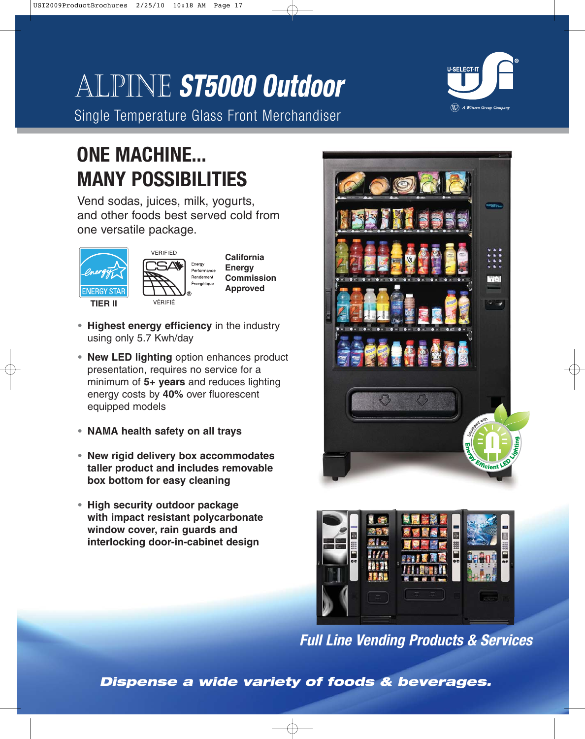# ALPINE ***ST5000 Outdoor***

Single Temperature Glass Front Merchandiser

## ONE MACHINE... MANY POSSIBILITIES

Vend sodas, juices, milk, yogurts, and other foods best served cold from one versatile package.

ENERGY STAR TIER II

VERIFIED CSA Energy Performance Rendement Énergétique VÉRIFIÉ

**California Energy Commission Approved**

- **Highest energy efficiency** in the industry using only 5.7 Kwh/day
- **New LED lighting** option enhances product presentation, requires no service for a minimum of **5+ years** and reduces lighting energy costs by **40%** over fluorescent equipped models
- **NAMA health safety on all trays**
- **New rigid delivery box accommodates taller product and includes removable box bottom for easy cleaning**
- **High security outdoor package with impact resistant polycarbonate window cover, rain guards and interlocking door-in-cabinet design**

Equipped with Energy Efficient LED Lighting

***Full Line Vending Products & Services***

***Dispense a wide variety of foods & beverages.***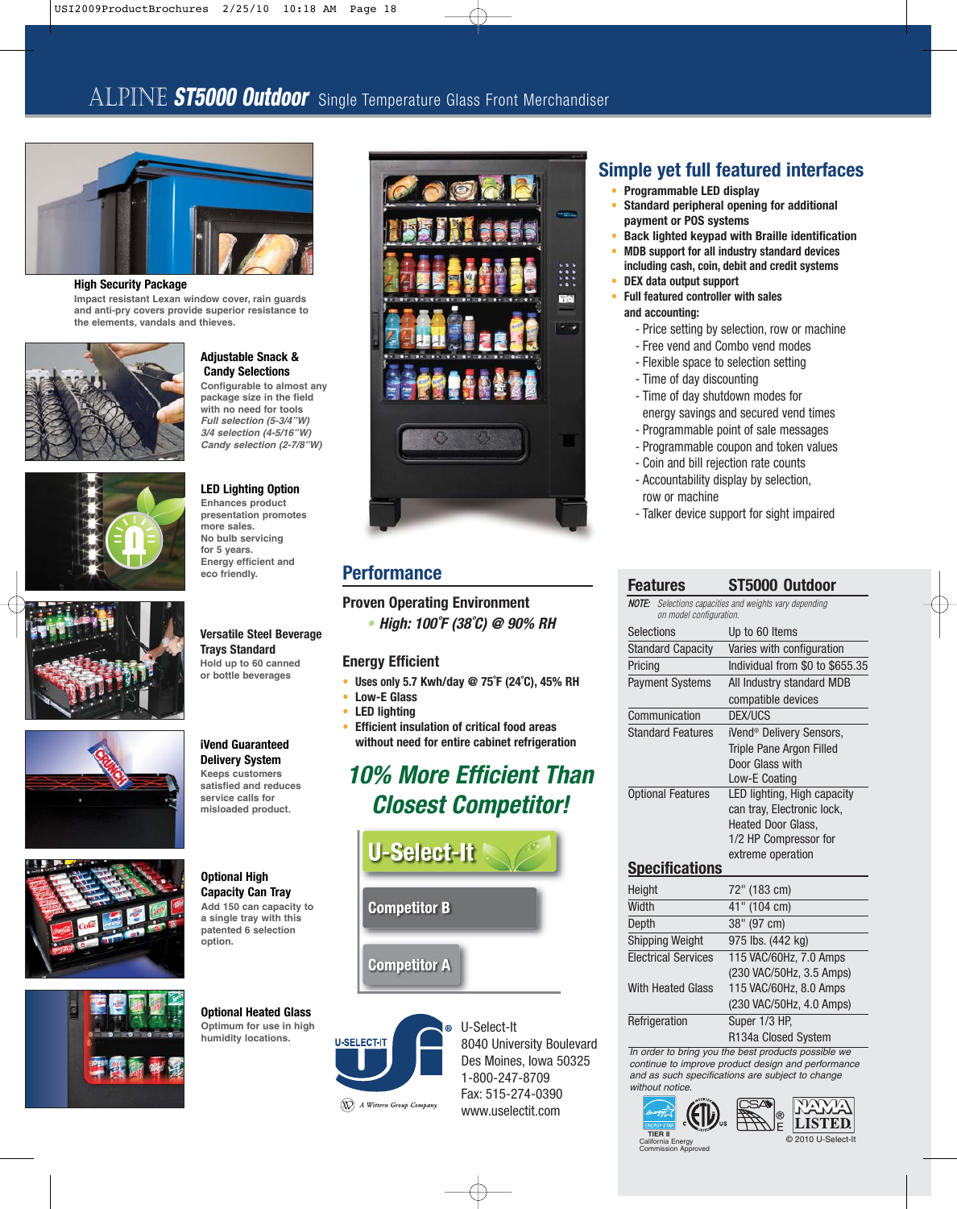# ALPINE ST5000 Outdoor Single Temperature Glass Front Merchandiser

**High Security Package**
Impact resistant Lexan window cover, rain guards and anti-pry covers provide superior resistance to the elements, vandals and thieves.

**Adjustable Snack & Candy Selections**
Configurable to almost any package size in the field with no need for tools
*Full selection (5-3/4"W)*
*3/4 selection (4-5/16"W)*
*Candy selection (2-7/8"W)*

**LED Lighting Option**
Enhances product presentation promotes more sales.
No bulb servicing for 5 years.
Energy efficient and eco friendly.

**Versatile Steel Beverage Trays Standard**
Hold up to 60 canned or bottle beverages

**iVend Guaranteed Delivery System**
Keeps customers satisfied and reduces service calls for misloaded product.

**Optional High Capacity Can Tray**
Add 150 can capacity to a single tray with this patented 6 selection option.

**Optional Heated Glass**
Optimum for use in high humidity locations.

## Simple yet full featured interfaces

- **Programmable LED display**
- **Standard peripheral opening for additional payment or POS systems**
- **Back lighted keypad with Braille identification**
- **MDB support for all industry standard devices including cash, coin, debit and credit systems**
- **DEX data output support**
- **Full featured controller with sales and accounting:**
  - Price setting by selection, row or machine
  - Free vend and Combo vend modes
  - Flexible space to selection setting
  - Time of day discounting
  - Time of day shutdown modes for energy savings and secured vend times
  - Programmable point of sale messages
  - Programmable coupon and token values
  - Coin and bill rejection rate counts
  - Accountability display by selection, row or machine
  - Talker device support for sight impaired

## Performance

### Proven Operating Environment

- ***High: 100˚F (38˚C) @ 90% RH***

### Energy Efficient

- **Uses only 5.7 Kwh/day @ 75˚F (24˚C), 45% RH**
- **Low-E Glass**
- **LED lighting**
- **Efficient insulation of critical food areas without need for entire cabinet refrigeration**

## *10% More Efficient Than Closest Competitor!*

U-Select-It
Competitor B
Competitor A

U-Select-It
8040 University Boulevard
Des Moines, Iowa 50325
1-800-247-8709
Fax: 515-274-0390
www.uselectit.com

A Wittern Group Company

| Features | ST5000 Outdoor |
|---|---|
| *NOTE: Selections capacities and weights vary depending on model configuration.* | |
| Selections | Up to 60 Items |
| Standard Capacity | Varies with configuration |
| Pricing | Individual from $0 to $655.35 |
| Payment Systems | All Industry standard MDB compatible devices |
| Communication | DEX/UCS |
| Standard Features | iVend® Delivery Sensors, Triple Pane Argon Filled Door Glass with Low-E Coating |
| Optional Features | LED lighting, High capacity can tray, Electronic lock, Heated Door Glass, 1/2 HP Compressor for extreme operation |

| Specifications | |
|---|---|
| Height | 72" (183 cm) |
| Width | 41" (104 cm) |
| Depth | 38" (97 cm) |
| Shipping Weight | 975 lbs. (442 kg) |
| Electrical Services | 115 VAC/60Hz, 7.0 Amps (230 VAC/50Hz, 3.5 Amps) |
| With Heated Glass | 115 VAC/60Hz, 8.0 Amps (230 VAC/50Hz, 4.0 Amps) |
| Refrigeration | Super 1/3 HP, R134a Closed System |

*In order to bring you the best products possible we continue to improve product design and performance and as such specifications are subject to change without notice.*

TIER II
California Energy Commission Approved

NAMA LISTED

© 2010 U-Select-It